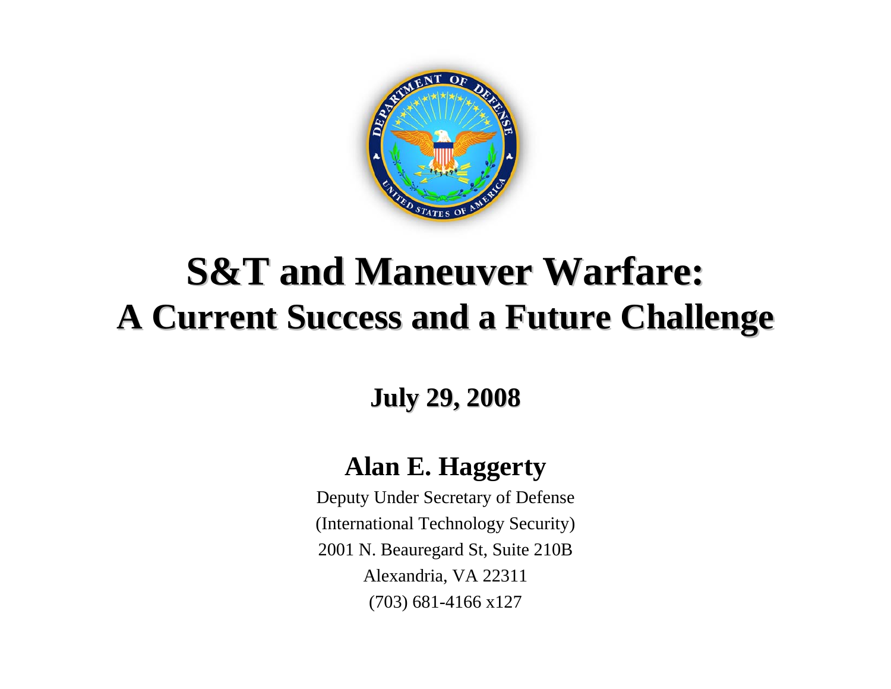# S&T and Maneuver Warfare:
## A Current Success and a Future Challenge

**July 29, 2008**

**Alan E. Haggerty**

Deputy Under Secretary of Defense

(International Technology Security)

2001 N. Beauregard St, Suite 210B

Alexandria, VA 22311

(703) 681-4166 x127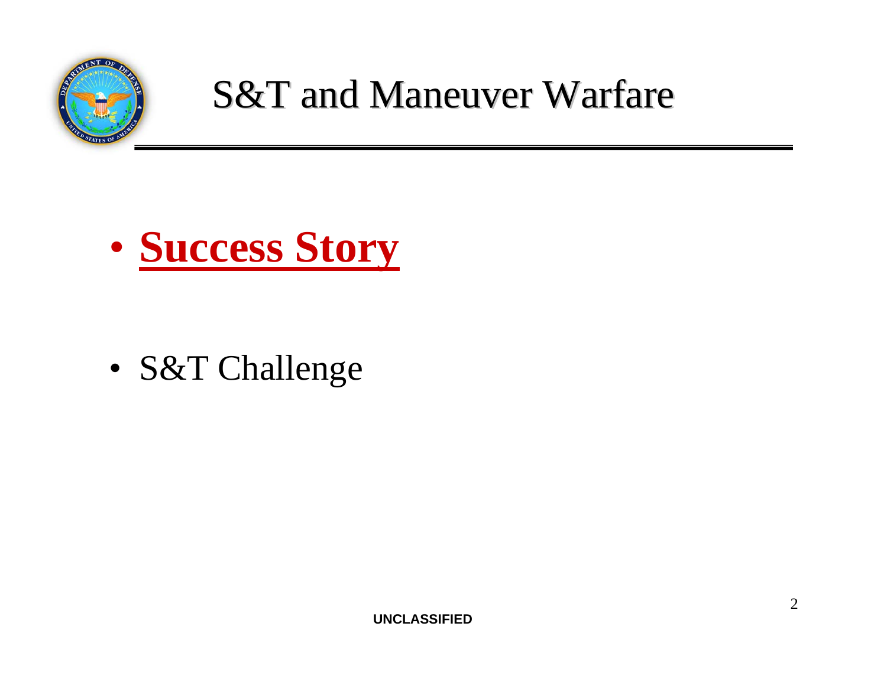# S&T and Maneuver Warfare

- **Success Story**

- S&T Challenge

**UNCLASSIFIED**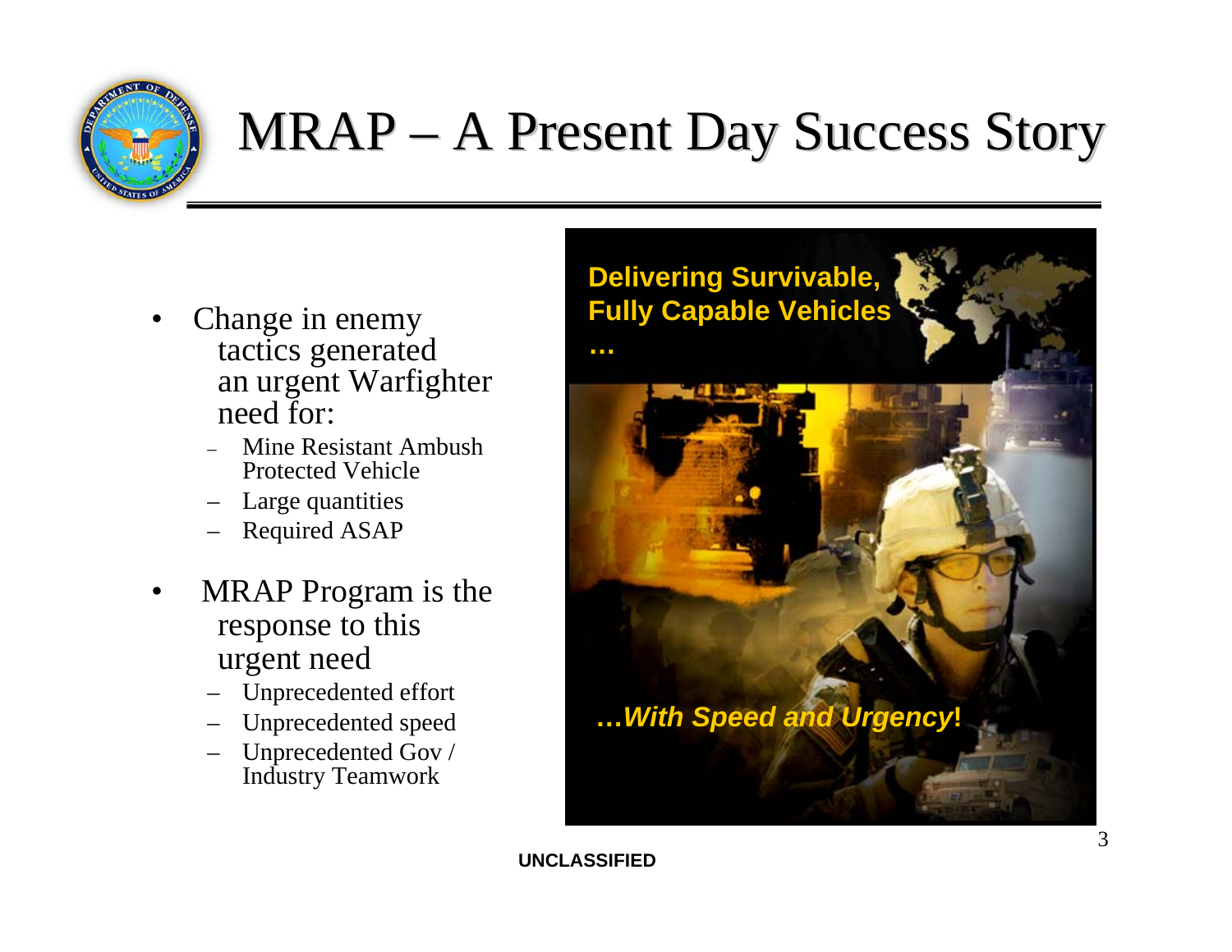# MRAP – A Present Day Success Story

- Change in enemy tactics generated an urgent Warfighter need for:
  - Mine Resistant Ambush Protected Vehicle
  - Large quantities
  - Required ASAP
- MRAP Program is the response to this urgent need
  - Unprecedented effort
  - Unprecedented speed
  - Unprecedented Gov / Industry Teamwork

**Delivering Survivable, Fully Capable Vehicles …**

**…*With Speed and Urgency*!**

**UNCLASSIFIED**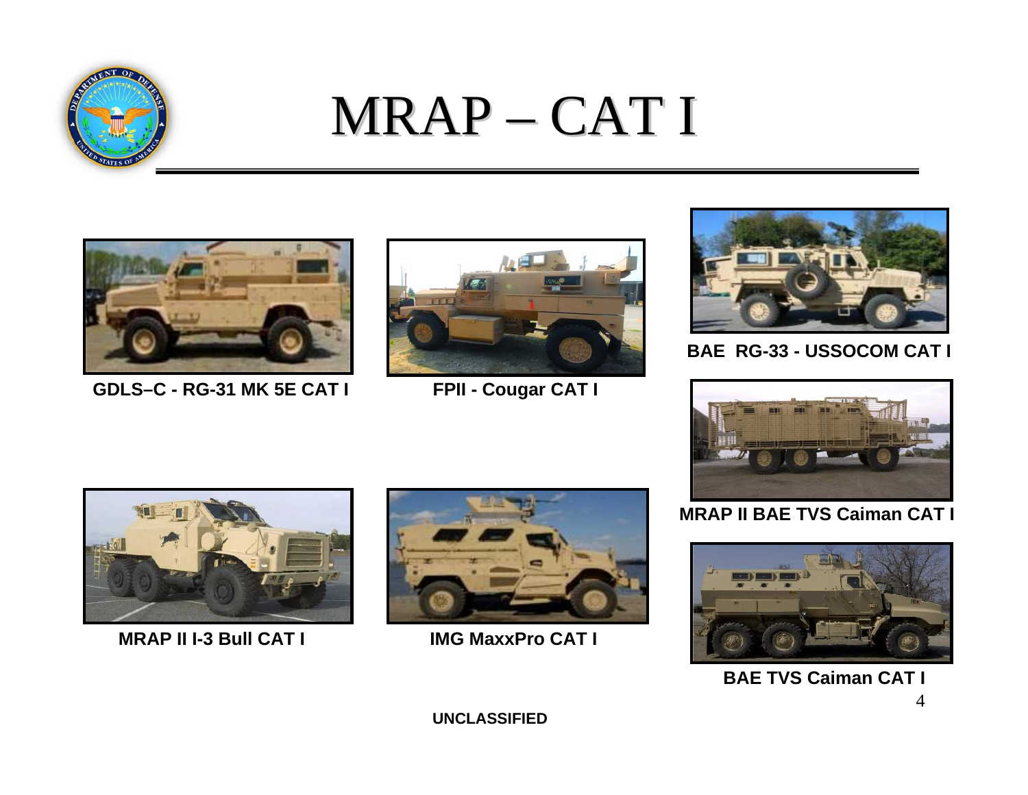# MRAP – CAT I

GDLS–C - RG-31 MK 5E CAT I

FPII - Cougar CAT I

BAE RG-33 - USSOCOM CAT I

MRAP II BAE TVS Caiman CAT I

MRAP II I-3 Bull CAT I

IMG MaxxPro CAT I

BAE TVS Caiman CAT I

UNCLASSIFIED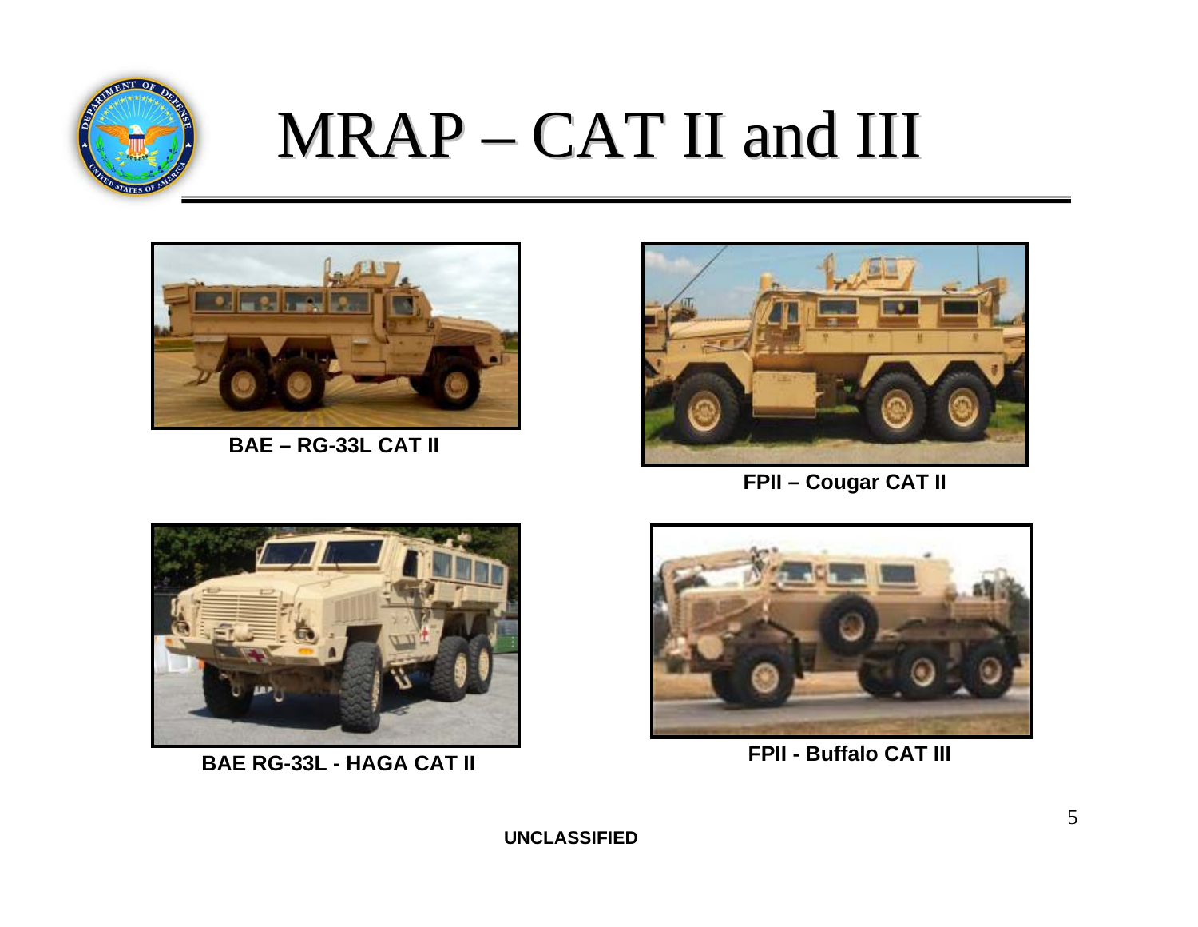# MRAP – CAT II and III

BAE – RG-33L CAT II

FPII – Cougar CAT II

BAE RG-33L - HAGA CAT II

FPII - Buffalo CAT III

UNCLASSIFIED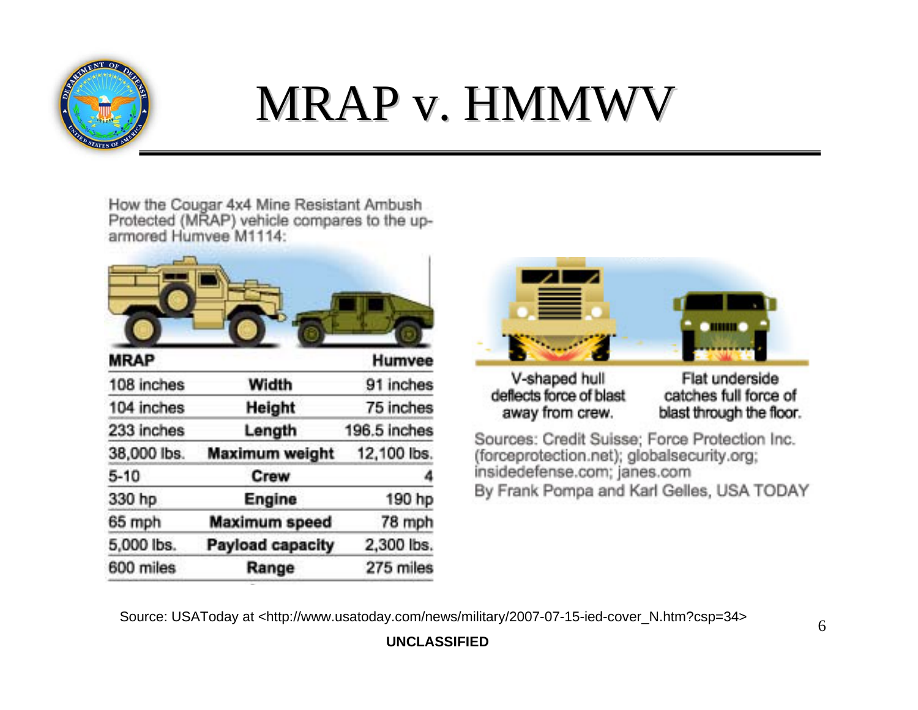# MRAP v. HMMWV

How the Cougar 4x4 Mine Resistant Ambush Protected (MRAP) vehicle compares to the up-armored Humvee M1114:

| MRAP | | Humvee |
|---|---|---|
| 108 inches | **Width** | 91 inches |
| 104 inches | **Height** | 75 inches |
| 233 inches | **Length** | 196.5 inches |
| 38,000 lbs. | **Maximum weight** | 12,100 lbs. |
| 5-10 | **Crew** | 4 |
| 330 hp | **Engine** | 190 hp |
| 65 mph | **Maximum speed** | 78 mph |
| 5,000 lbs. | **Payload capacity** | 2,300 lbs. |
| 600 miles | **Range** | 275 miles |

V-shaped hull deflects force of blast away from crew.

Flat underside catches full force of blast through the floor.

Sources: Credit Suisse; Force Protection Inc. (forceprotection.net); globalsecurity.org; insidedefense.com; janes.com

By Frank Pompa and Karl Gelles, USA TODAY

Source: USAToday at <http://www.usatoday.com/news/military/2007-07-15-ied-cover_N.htm?csp=34>

**UNCLASSIFIED**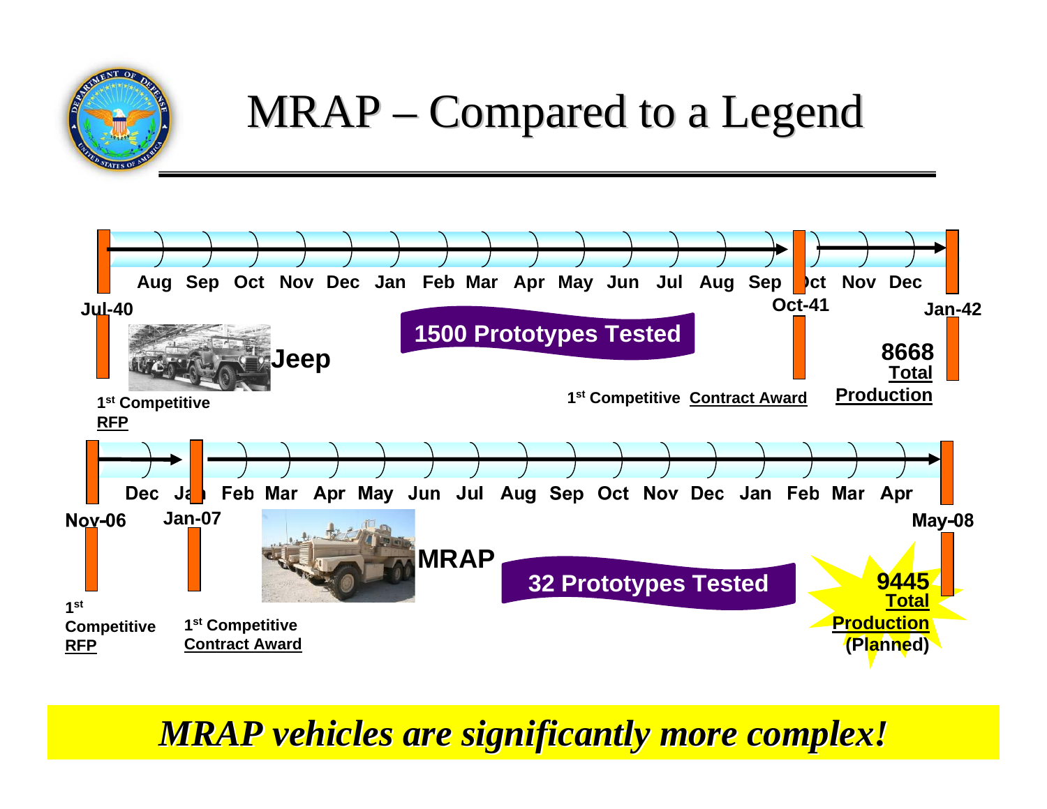# MRAP – Compared to a Legend

**Jeep**

Jul-40 — Aug, Sep, Oct, Nov, Dec, Jan, Feb, Mar, Apr, May, Jun, Jul, Aug, Sep — Oct-41 — Oct, Nov, Dec — Jan-42

- Jul-40: 1st Competitive RFP
- **1500 Prototypes Tested**
- Oct-41: 1st Competitive Contract Award
- Jan-42: **8668** Total Production

**MRAP**

Nov-06 — Dec — Jan-07 — Feb, Mar, Apr, May, Jun, Jul, Aug, Sep, Oct, Nov, Dec, Jan, Feb, Mar, Apr — May-08

- Nov-06: 1st Competitive RFP
- Jan-07: 1st Competitive Contract Award
- **32 Prototypes Tested**
- May-08: **9445** Total Production (Planned)

***MRAP vehicles are significantly more complex!***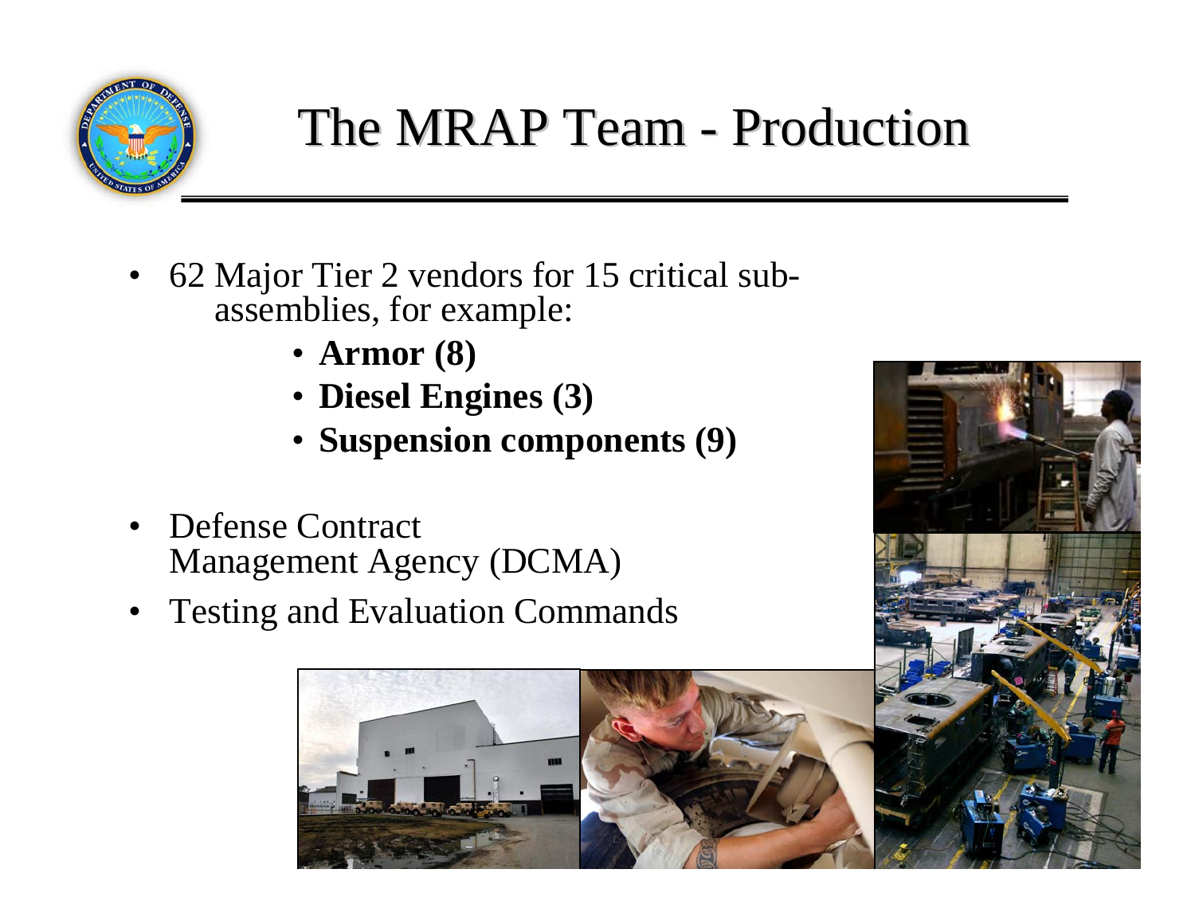# The MRAP Team - Production

- 62 Major Tier 2 vendors for 15 critical sub-assemblies, for example:
  - **Armor (8)**
  - **Diesel Engines (3)**
  - **Suspension components (9)**
- Defense Contract Management Agency (DCMA)
- Testing and Evaluation Commands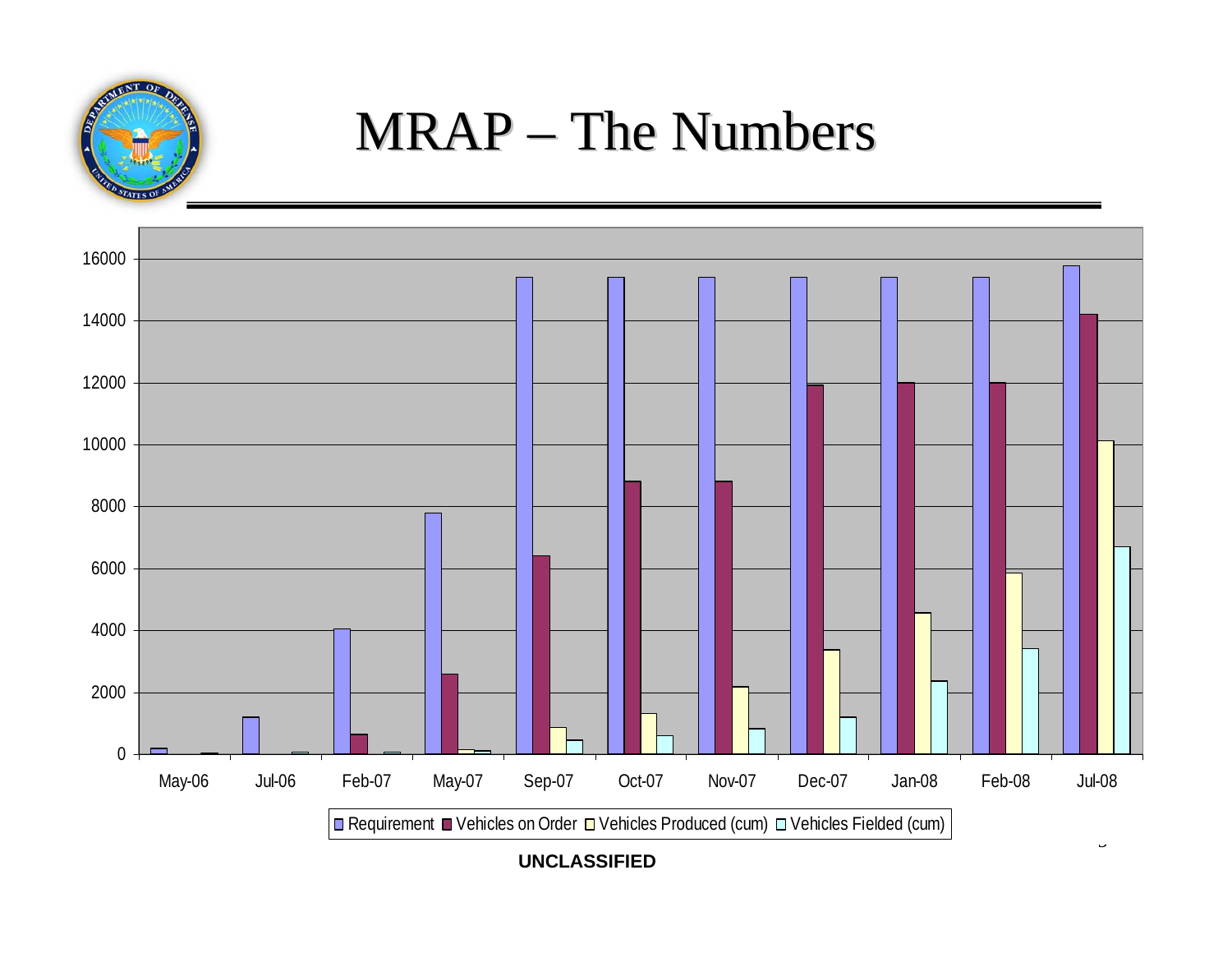# MRAP – The Numbers

16000
14000
12000
10000
8000
6000
4000
2000
0

May-06 Jul-06 Feb-07 May-07 Sep-07 Oct-07 Nov-07 Dec-07 Jan-08 Feb-08 Jul-08

Requirement | Vehicles on Order | Vehicles Produced (cum) | Vehicles Fielded (cum)

UNCLASSIFIED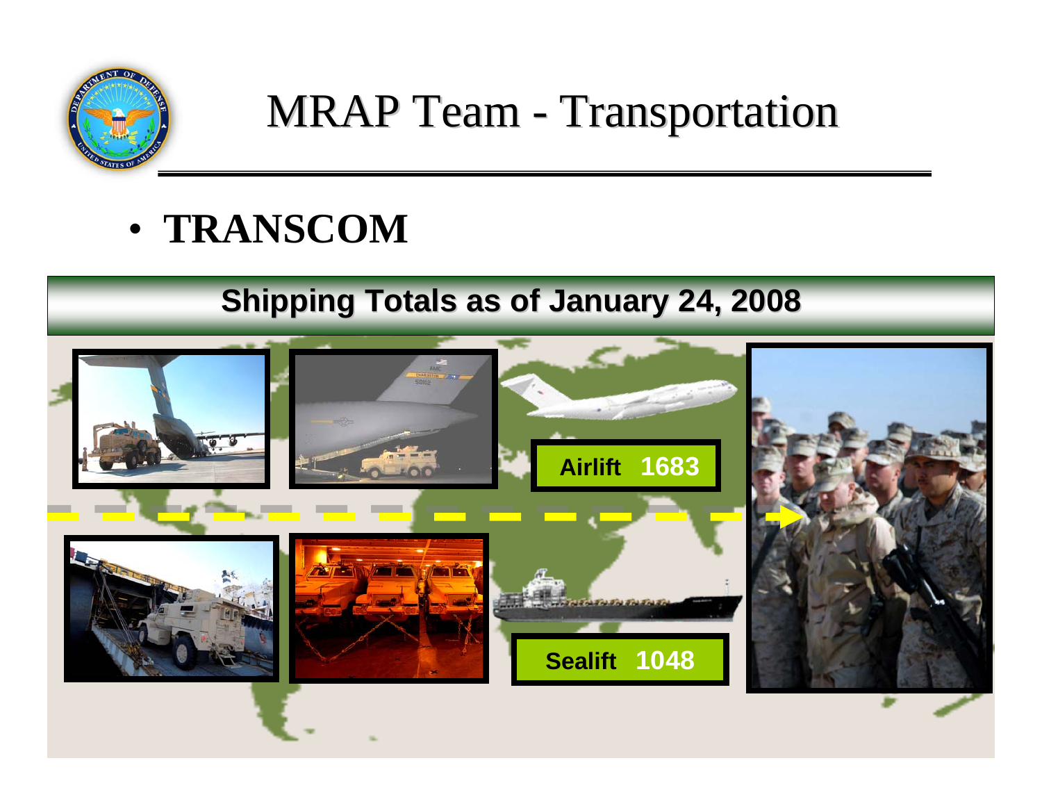# MRAP Team - Transportation

- **TRANSCOM**

## Shipping Totals as of January 24, 2008

**Airlift 1683**

**Sealift 1048**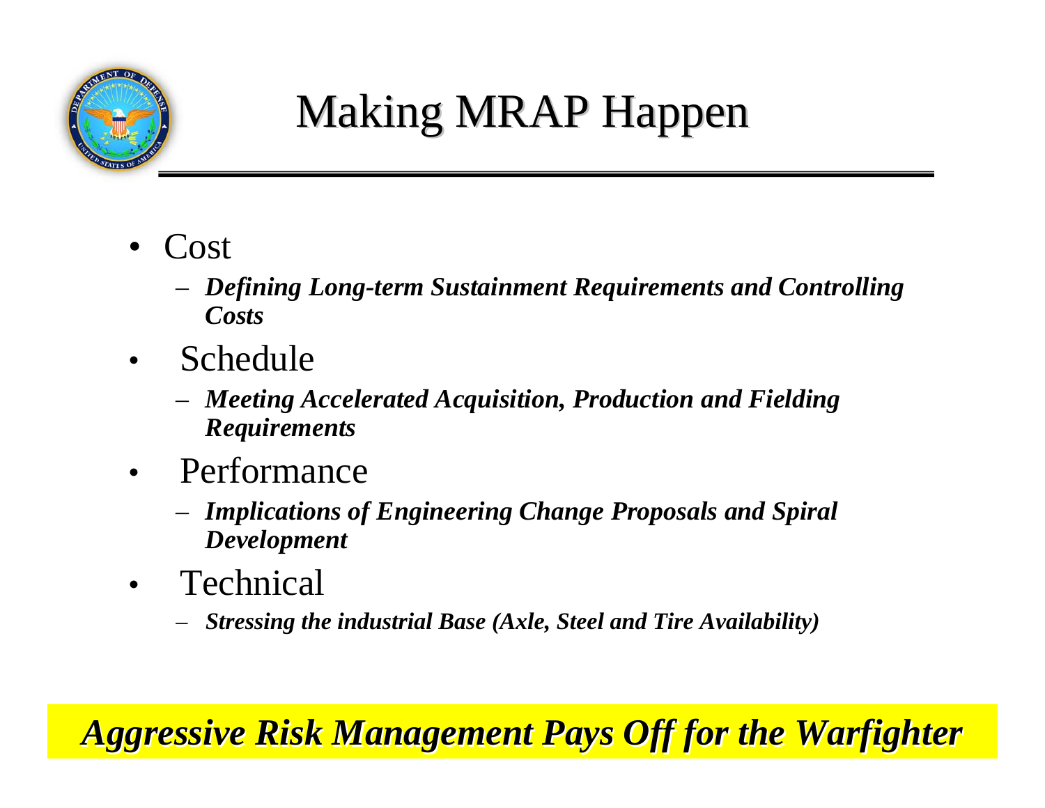# Making MRAP Happen

- Cost
  - ***Defining Long-term Sustainment Requirements and Controlling Costs***
- Schedule
  - ***Meeting Accelerated Acquisition, Production and Fielding Requirements***
- Performance
  - ***Implications of Engineering Change Proposals and Spiral Development***
- Technical
  - ***Stressing the industrial Base (Axle, Steel and Tire Availability)***

***Aggressive Risk Management Pays Off for the Warfighter***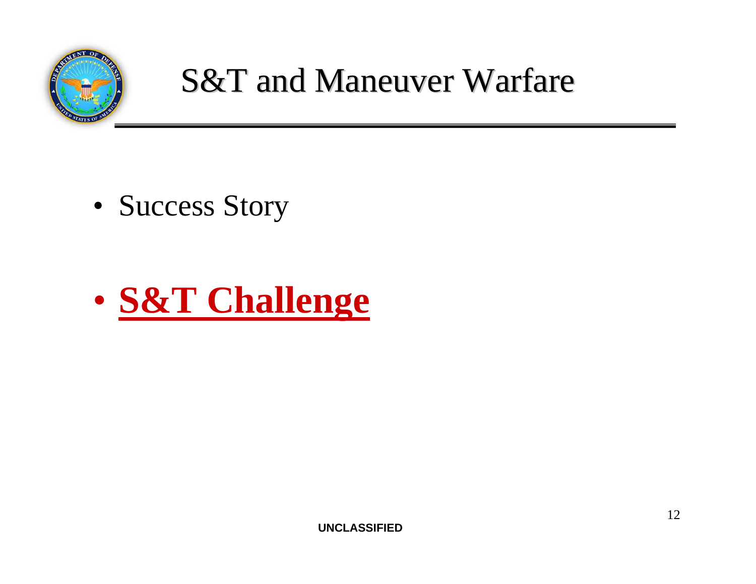# S&T and Maneuver Warfare

- Success Story

- **S&T Challenge**

UNCLASSIFIED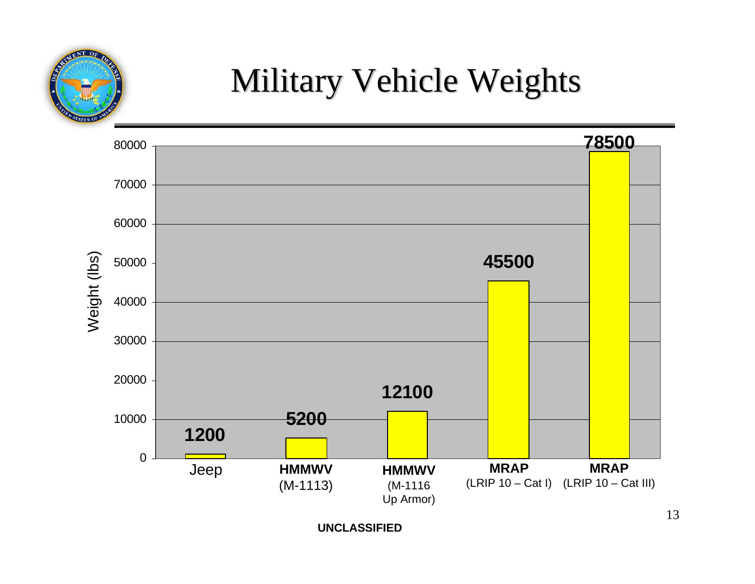# Military Vehicle Weights

| Vehicle | Weight (lbs) |
| --- | --- |
| Jeep | 1200 |
| **HMMWV** (M-1113) | 5200 |
| **HMMWV** (M-1116 Up Armor) | 12100 |
| **MRAP** (LRIP 10 – Cat I) | 45500 |
| **MRAP** (LRIP 10 – Cat III) | 78500 |

**UNCLASSIFIED**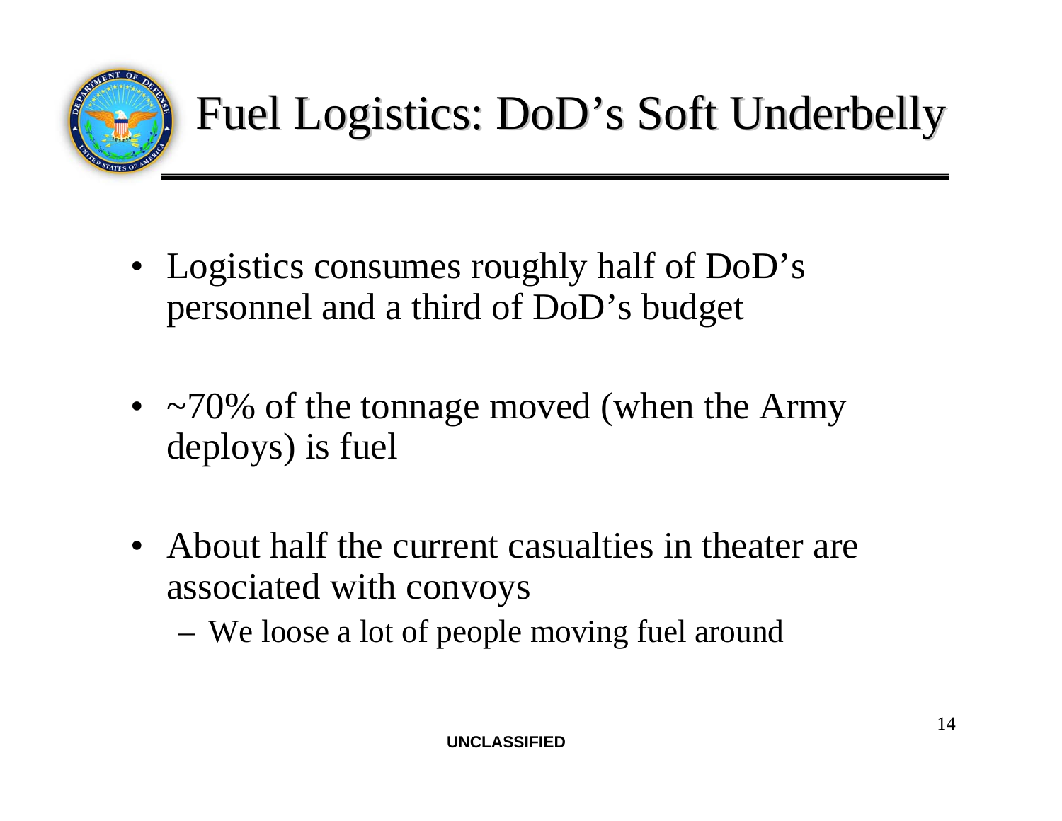# Fuel Logistics: DoD's Soft Underbelly

- Logistics consumes roughly half of DoD's personnel and a third of DoD's budget
- ~70% of the tonnage moved (when the Army deploys) is fuel
- About half the current casualties in theater are associated with convoys
  - We loose a lot of people moving fuel around

UNCLASSIFIED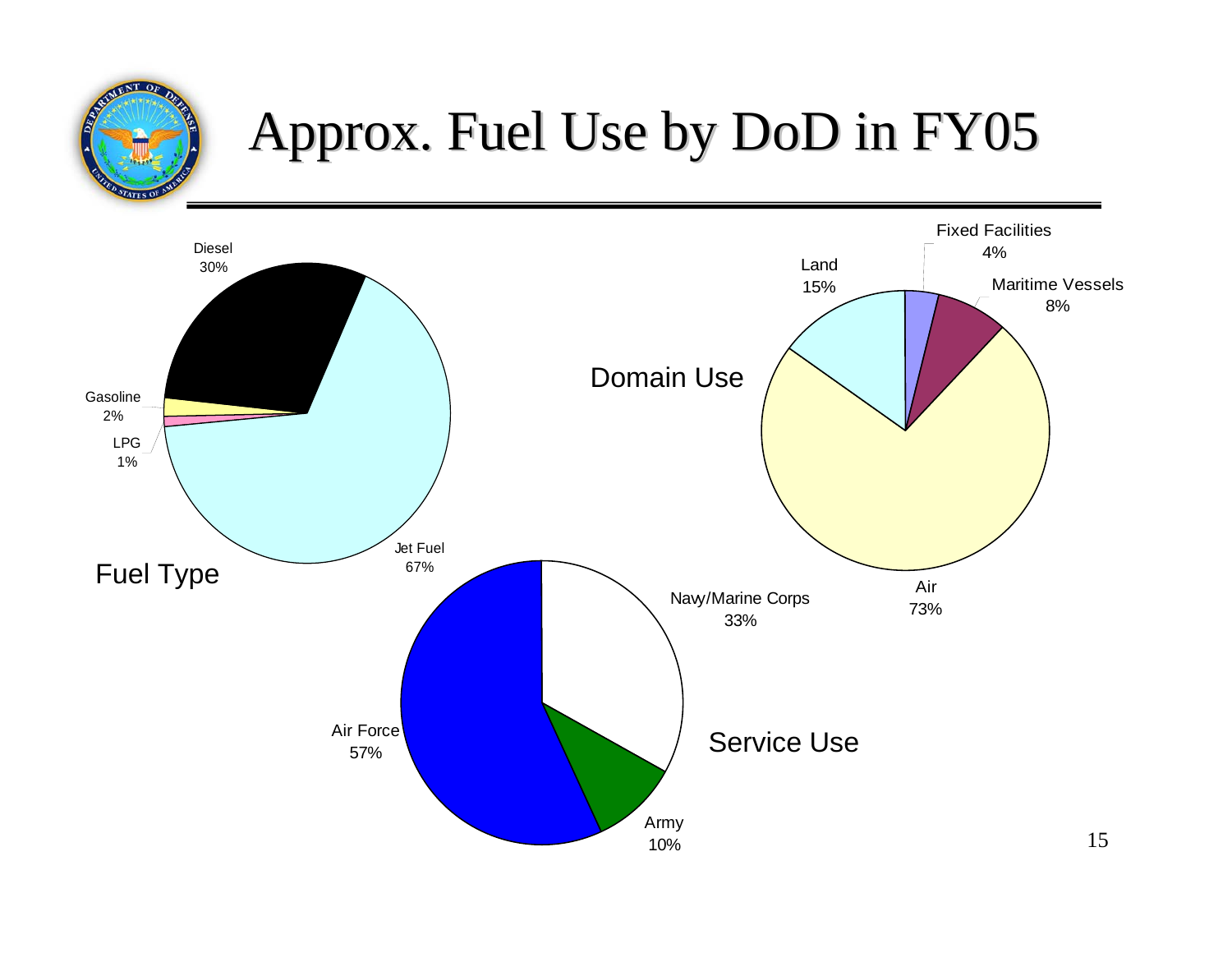# Approx. Fuel Use by DoD in FY05

**Fuel Type**

- Jet Fuel 67%
- Diesel 30%
- Gasoline 2%
- LPG 1%

**Domain Use**

- Air 73%
- Land 15%
- Maritime Vessels 8%
- Fixed Facilities 4%

**Service Use**

- Air Force 57%
- Navy/Marine Corps 33%
- Army 10%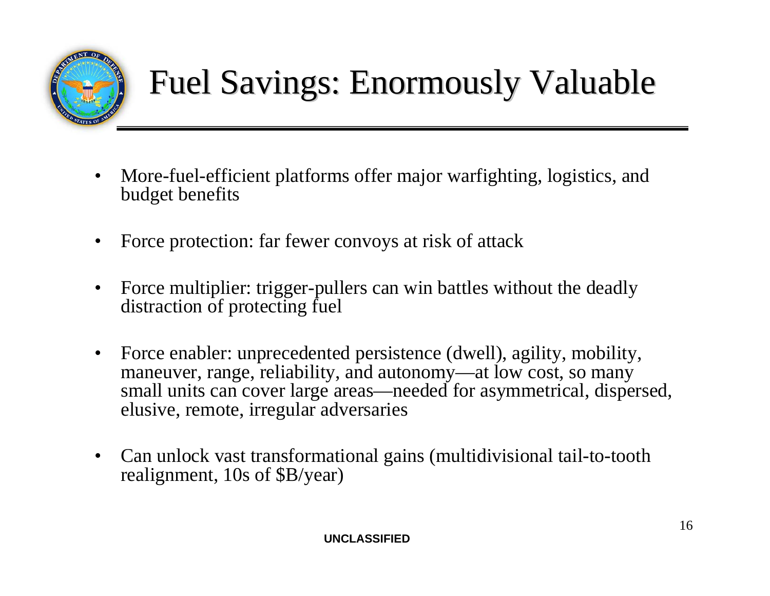# Fuel Savings: Enormously Valuable

- More-fuel-efficient platforms offer major warfighting, logistics, and budget benefits
- Force protection: far fewer convoys at risk of attack
- Force multiplier: trigger-pullers can win battles without the deadly distraction of protecting fuel
- Force enabler: unprecedented persistence (dwell), agility, mobility, maneuver, range, reliability, and autonomy—at low cost, so many small units can cover large areas—needed for asymmetrical, dispersed, elusive, remote, irregular adversaries
- Can unlock vast transformational gains (multidivisional tail-to-tooth realignment, 10s of $B/year)

UNCLASSIFIED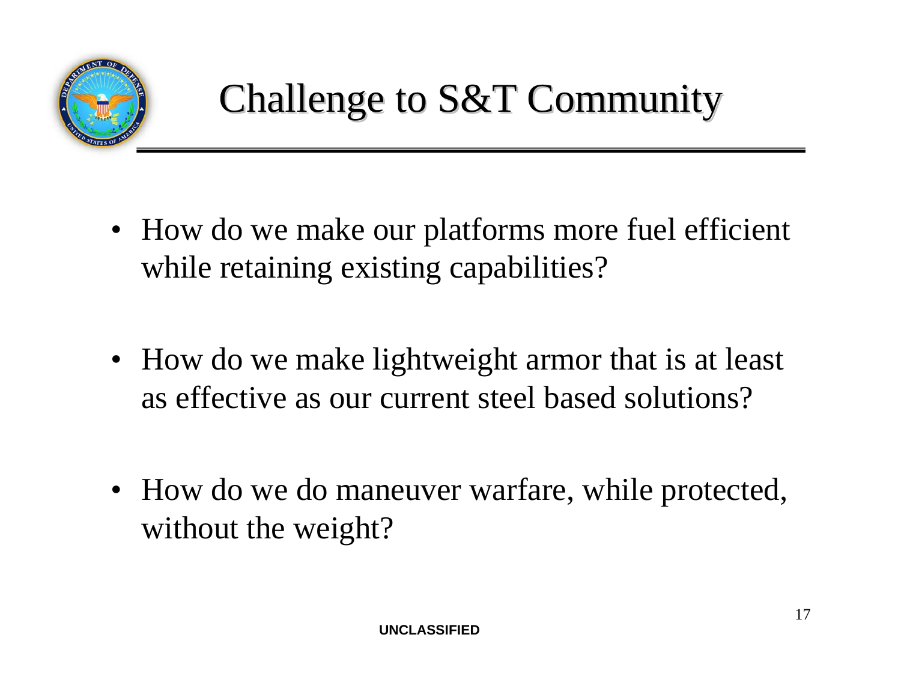# Challenge to S&T Community

- How do we make our platforms more fuel efficient while retaining existing capabilities?
- How do we make lightweight armor that is at least as effective as our current steel based solutions?
- How do we do maneuver warfare, while protected, without the weight?

UNCLASSIFIED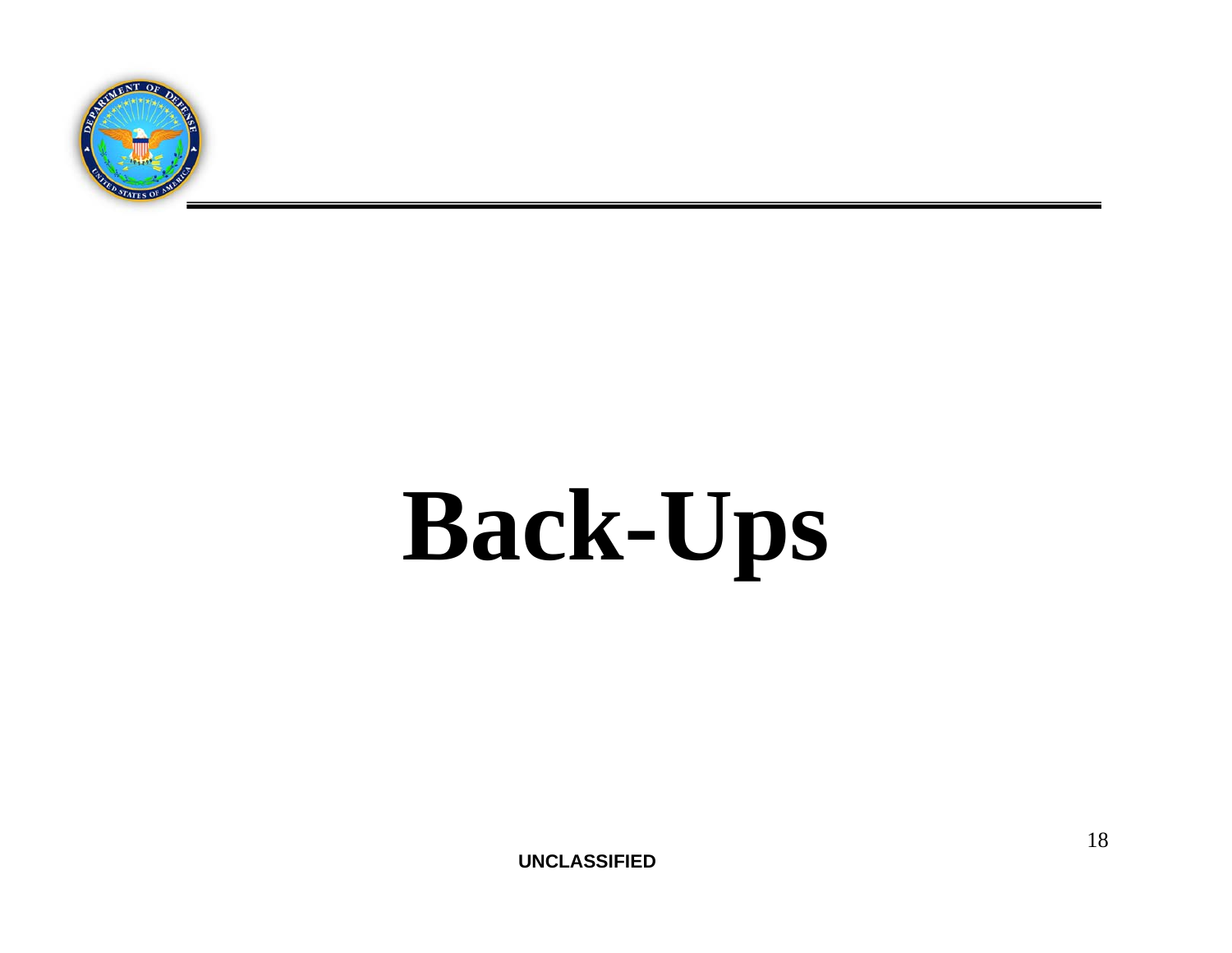# Back-Ups

UNCLASSIFIED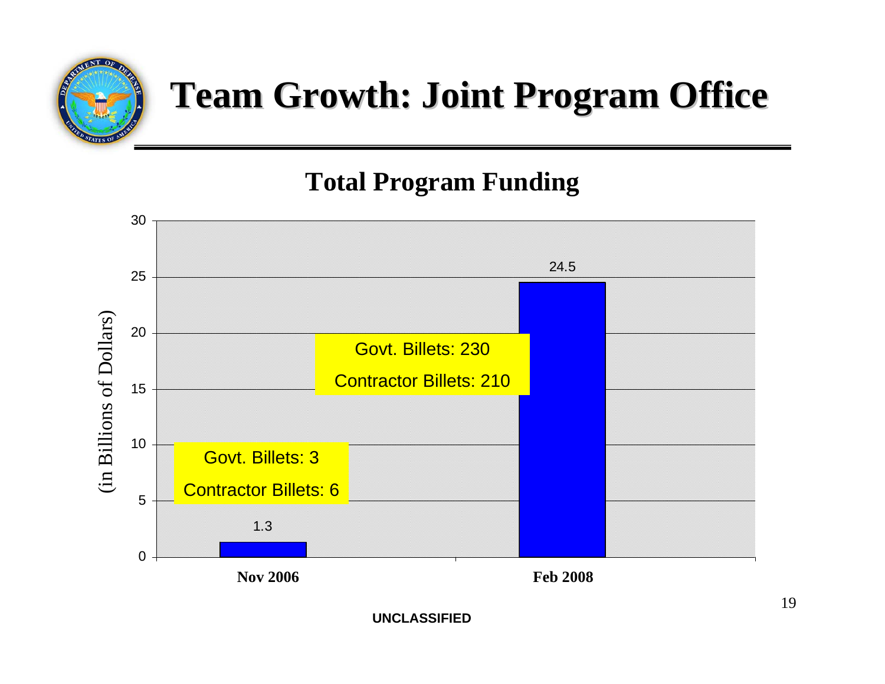# Team Growth: Joint Program Office

## Total Program Funding

(in Billions of Dollars)

| | Nov 2006 | Feb 2008 |
|---|---|---|
| Total Program Funding | 1.3 | 24.5 |
| Govt. Billets | 3 | 230 |
| Contractor Billets | 6 | 210 |

UNCLASSIFIED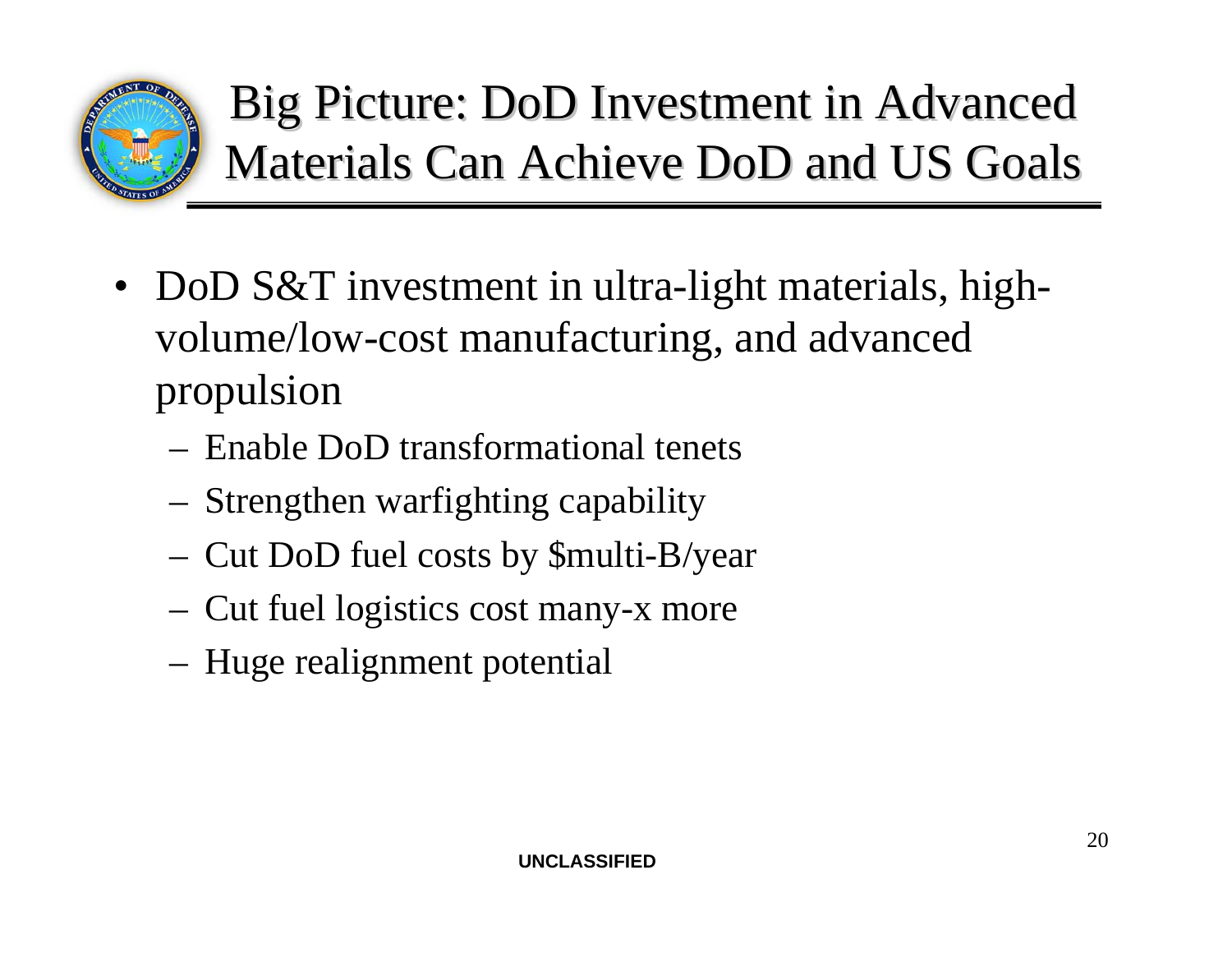# Big Picture: DoD Investment in Advanced Materials Can Achieve DoD and US Goals

- DoD S&T investment in ultra-light materials, high-volume/low-cost manufacturing, and advanced propulsion
  - Enable DoD transformational tenets
  - Strengthen warfighting capability
  - Cut DoD fuel costs by $multi-B/year
  - Cut fuel logistics cost many-x more
  - Huge realignment potential

UNCLASSIFIED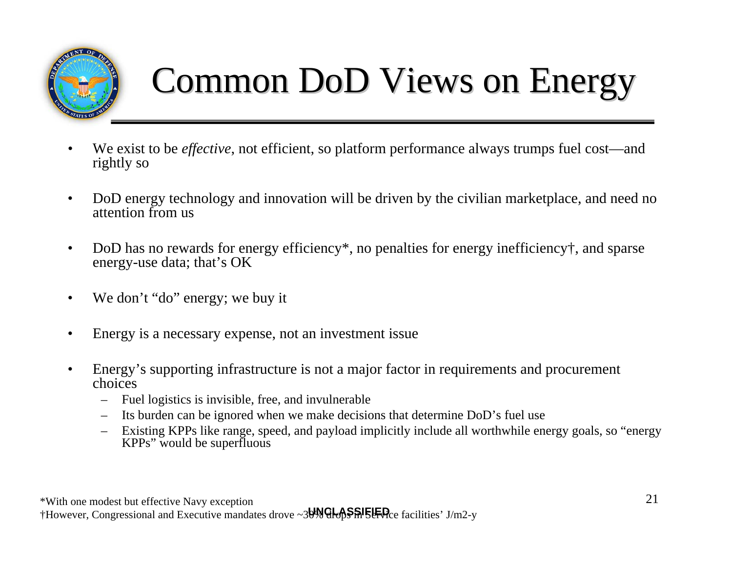# Common DoD Views on Energy

- We exist to be *effective*, not efficient, so platform performance always trumps fuel cost—and rightly so
- DoD energy technology and innovation will be driven by the civilian marketplace, and need no attention from us
- DoD has no rewards for energy efficiency*, no penalties for energy inefficiency†, and sparse energy-use data; that's OK
- We don't "do" energy; we buy it
- Energy is a necessary expense, not an investment issue
- Energy's supporting infrastructure is not a major factor in requirements and procurement choices
  - Fuel logistics is invisible, free, and invulnerable
  - Its burden can be ignored when we make decisions that determine DoD's fuel use
  - Existing KPPs like range, speed, and payload implicitly include all worthwhile energy goals, so "energy KPPs" would be superfluous

*With one modest but effective Navy exception

†However, Congressional and Executive mandates drove ~30% drops in Service facilities' J/m2-y

UNCLASSIFIED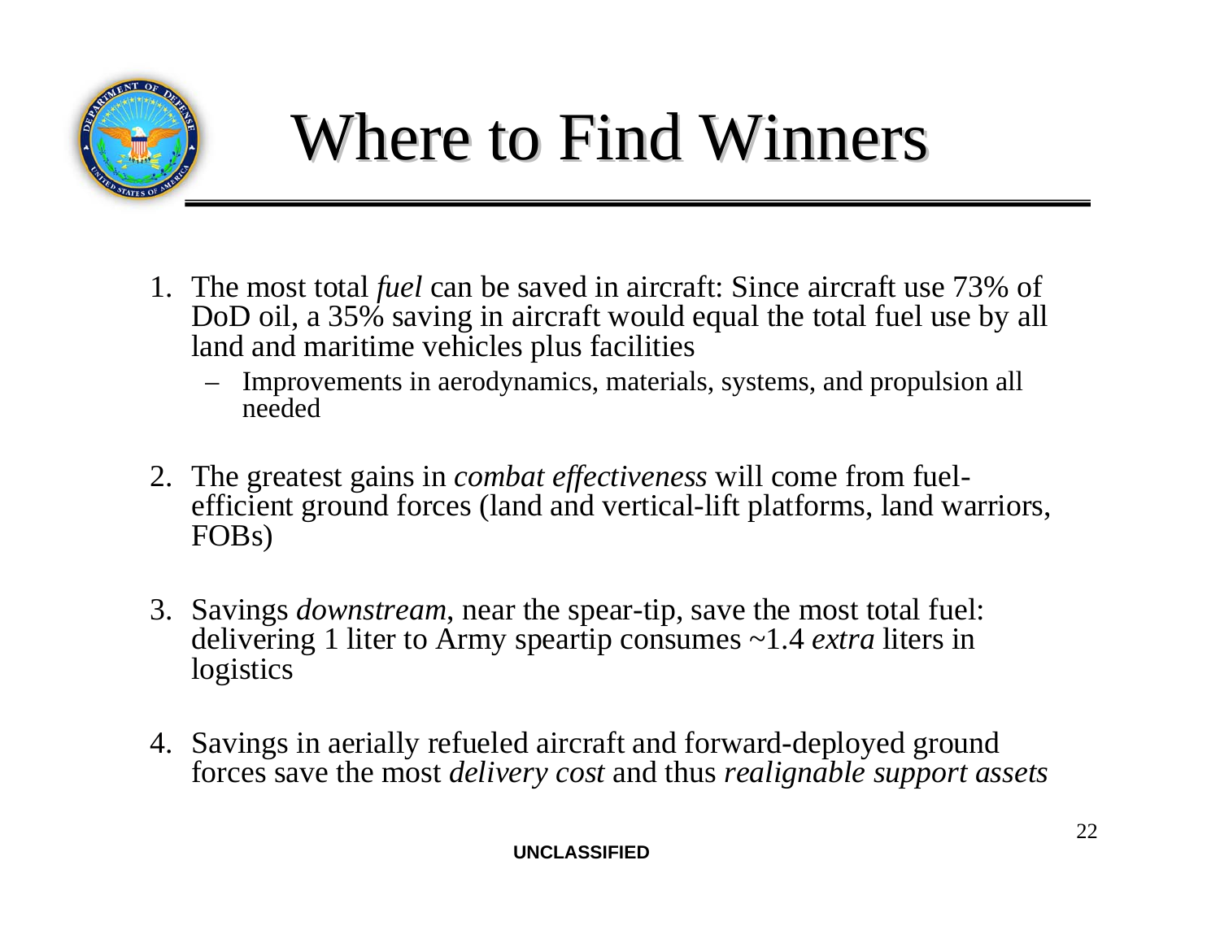# Where to Find Winners

1. The most total *fuel* can be saved in aircraft: Since aircraft use 73% of DoD oil, a 35% saving in aircraft would equal the total fuel use by all land and maritime vehicles plus facilities
   - Improvements in aerodynamics, materials, systems, and propulsion all needed
2. The greatest gains in *combat effectiveness* will come from fuel-efficient ground forces (land and vertical-lift platforms, land warriors, FOBs)
3. Savings *downstream*, near the spear-tip, save the most total fuel: delivering 1 liter to Army speartip consumes ~1.4 *extra* liters in logistics
4. Savings in aerially refueled aircraft and forward-deployed ground forces save the most *delivery cost* and thus *realignable support assets*

UNCLASSIFIED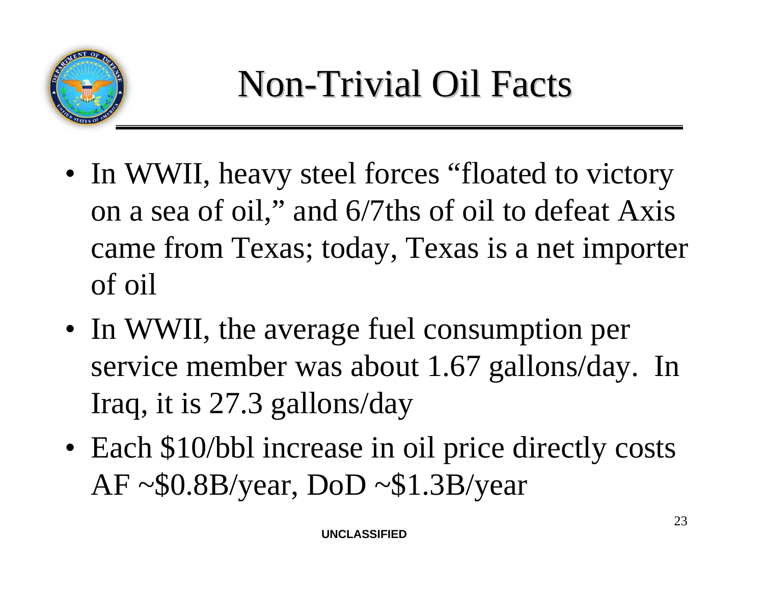# Non-Trivial Oil Facts

- In WWII, heavy steel forces "floated to victory on a sea of oil," and 6/7ths of oil to defeat Axis came from Texas; today, Texas is a net importer of oil
- In WWII, the average fuel consumption per service member was about 1.67 gallons/day. In Iraq, it is 27.3 gallons/day
- Each $10/bbl increase in oil price directly costs AF ~$0.8B/year, DoD ~$1.3B/year

UNCLASSIFIED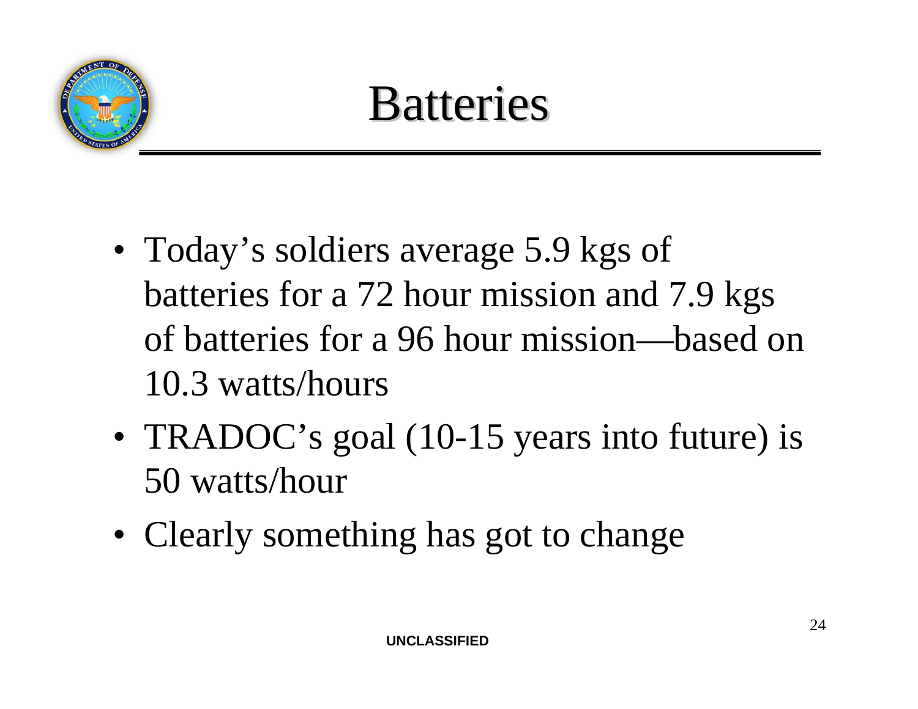# Batteries

- Today's soldiers average 5.9 kgs of batteries for a 72 hour mission and 7.9 kgs of batteries for a 96 hour mission—based on 10.3 watts/hours
- TRADOC's goal (10-15 years into future) is 50 watts/hour
- Clearly something has got to change

UNCLASSIFIED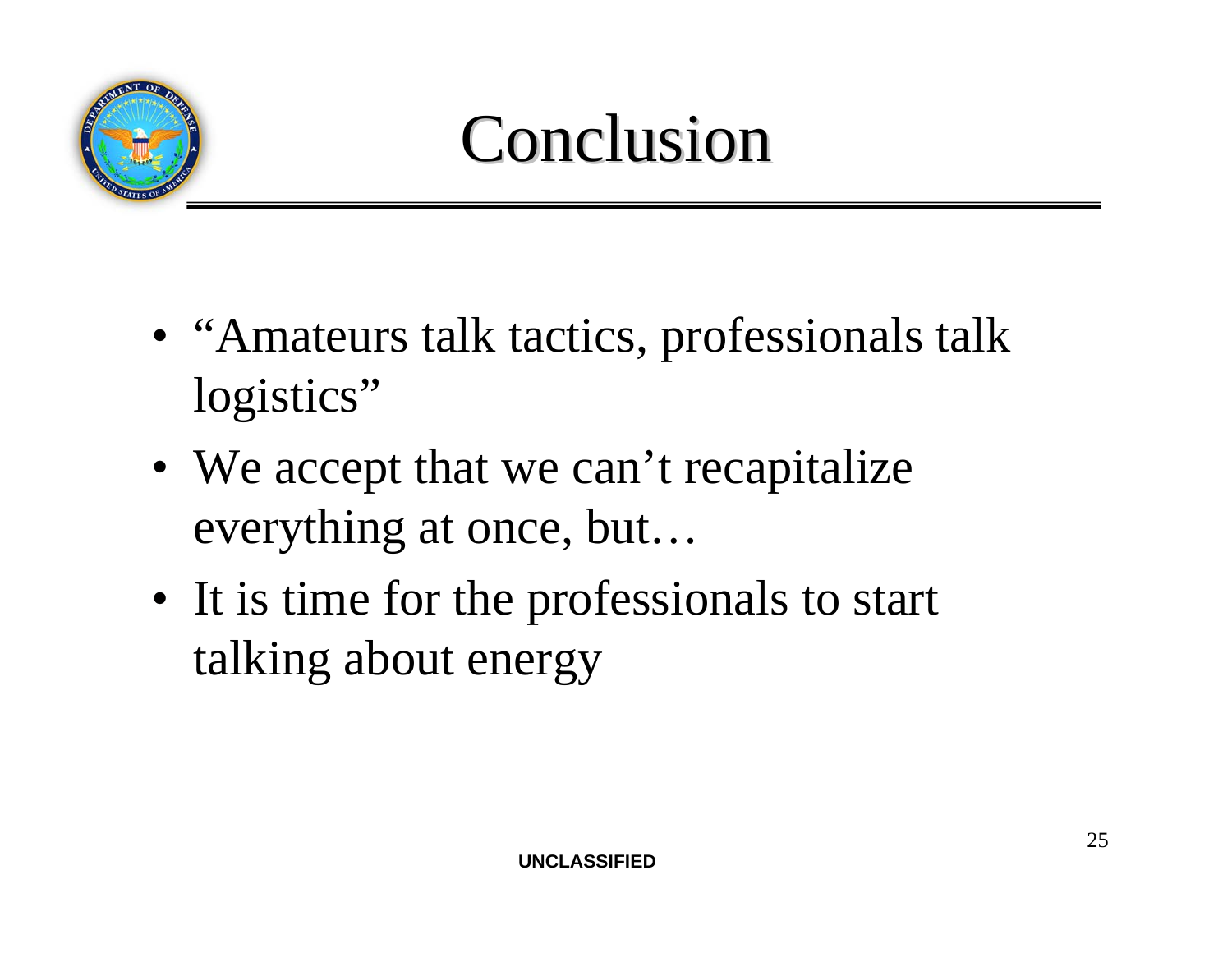# Conclusion

- "Amateurs talk tactics, professionals talk logistics"
- We accept that we can't recapitalize everything at once, but…
- It is time for the professionals to start talking about energy

UNCLASSIFIED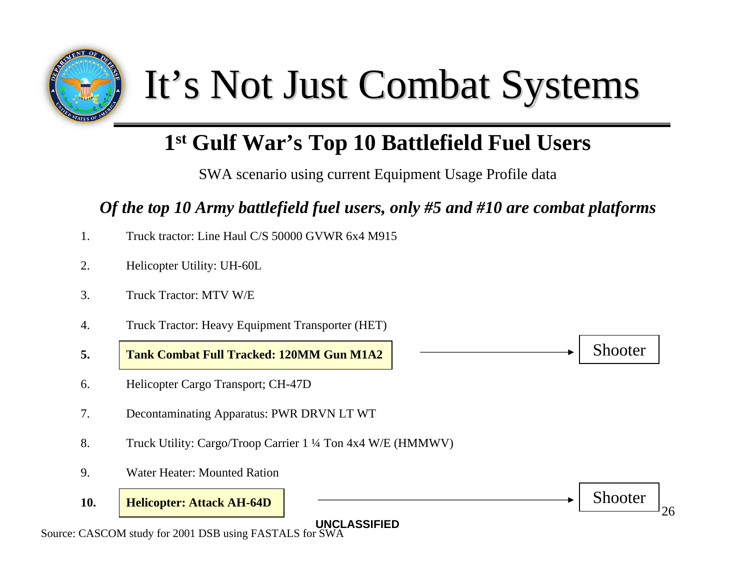# It's Not Just Combat Systems

## 1st Gulf War's Top 10 Battlefield Fuel Users

SWA scenario using current Equipment Usage Profile data

***Of the top 10 Army battlefield fuel users, only #5 and #10 are combat platforms***

1. Truck tractor: Line Haul C/S 50000 GVWR 6x4 M915
2. Helicopter Utility: UH-60L
3. Truck Tractor: MTV W/E
4. Truck Tractor: Heavy Equipment Transporter (HET)
5. **Tank Combat Full Tracked: 120MM Gun M1A2** → Shooter
6. Helicopter Cargo Transport; CH-47D
7. Decontaminating Apparatus: PWR DRVN LT WT
8. Truck Utility: Cargo/Troop Carrier 1 ¼ Ton 4x4 W/E (HMMWV)
9. Water Heater: Mounted Ration
10. **Helicopter: Attack AH-64D** → Shooter

UNCLASSIFIED

Source: CASCOM study for 2001 DSB using FASTALS for SWA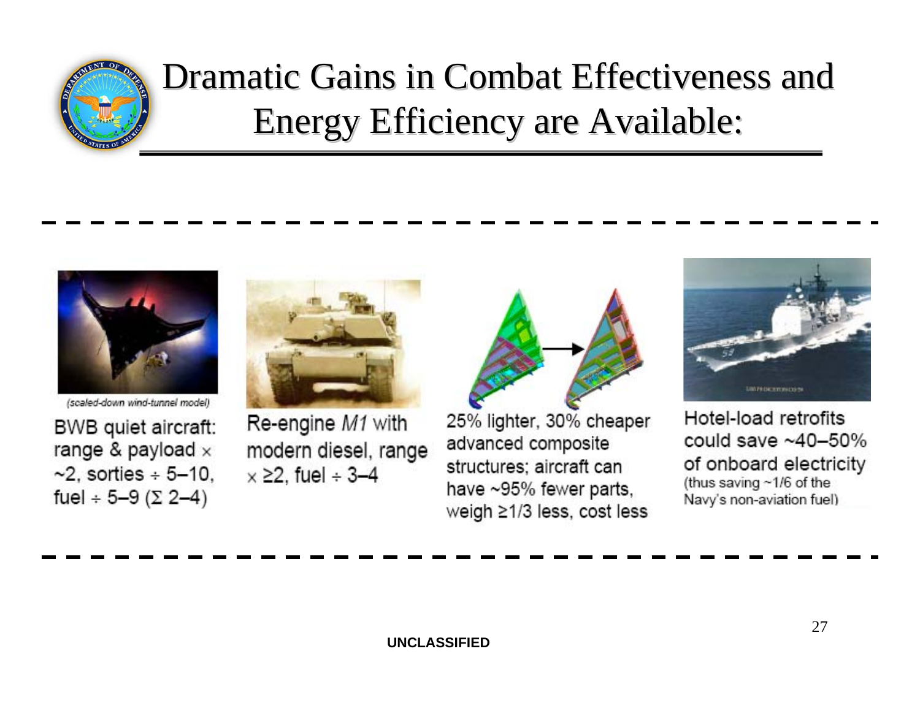# Dramatic Gains in Combat Effectiveness and Energy Efficiency are Available:

*(scaled-down wind-tunnel model)*

BWB quiet aircraft: range & payload × ~2, sorties ÷ 5–10, fuel ÷ 5–9 (Σ 2–4)

Re-engine *M1* with modern diesel, range × ≥2, fuel ÷ 3–4

25% lighter, 30% cheaper advanced composite structures; aircraft can have ~95% fewer parts, weigh ≥1/3 less, cost less

Hotel-load retrofits could save ~40–50% of onboard electricity (thus saving ~1/6 of the Navy's non-aviation fuel)

UNCLASSIFIED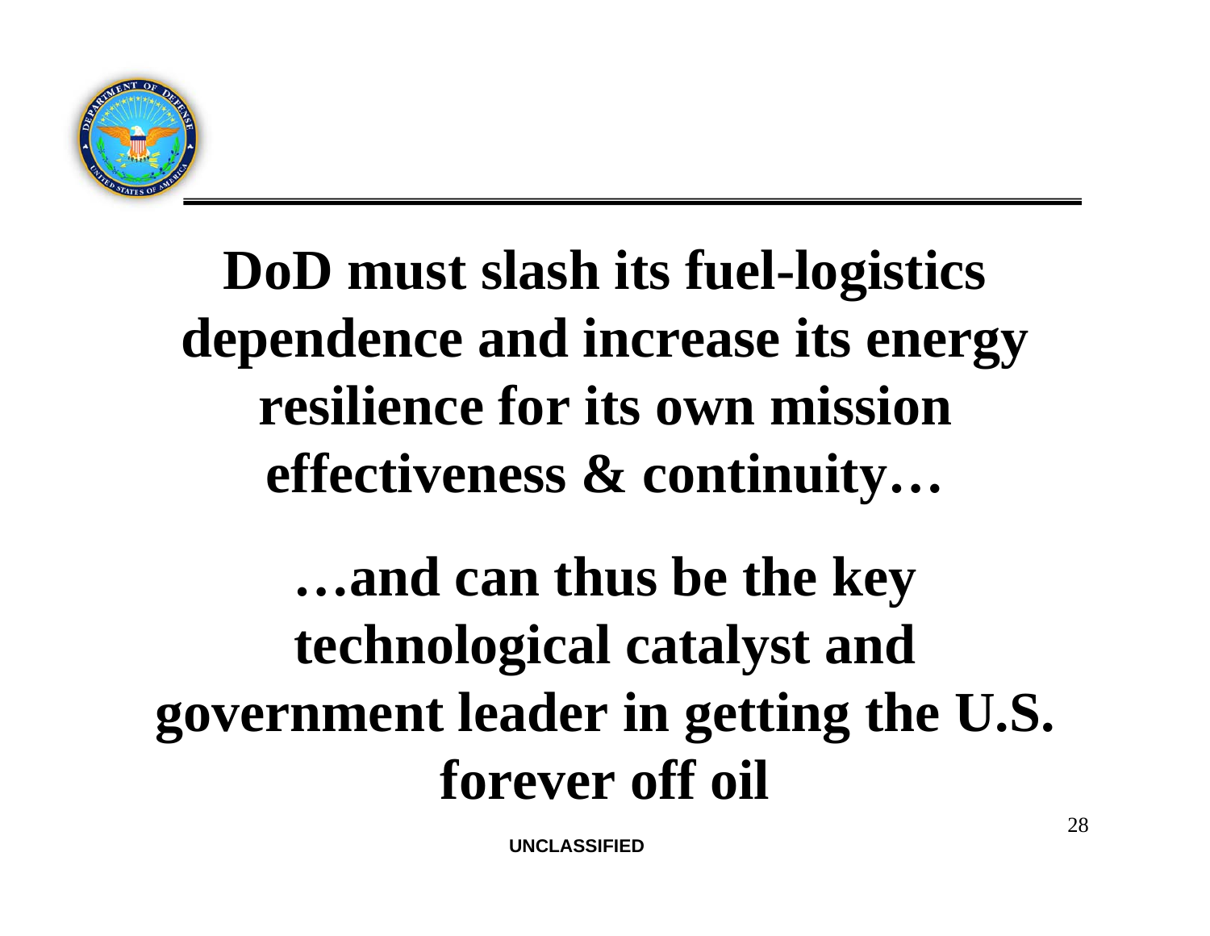**DoD must slash its fuel-logistics dependence and increase its energy resilience for its own mission effectiveness & continuity…**

**…and can thus be the key technological catalyst and government leader in getting the U.S. forever off oil**

UNCLASSIFIED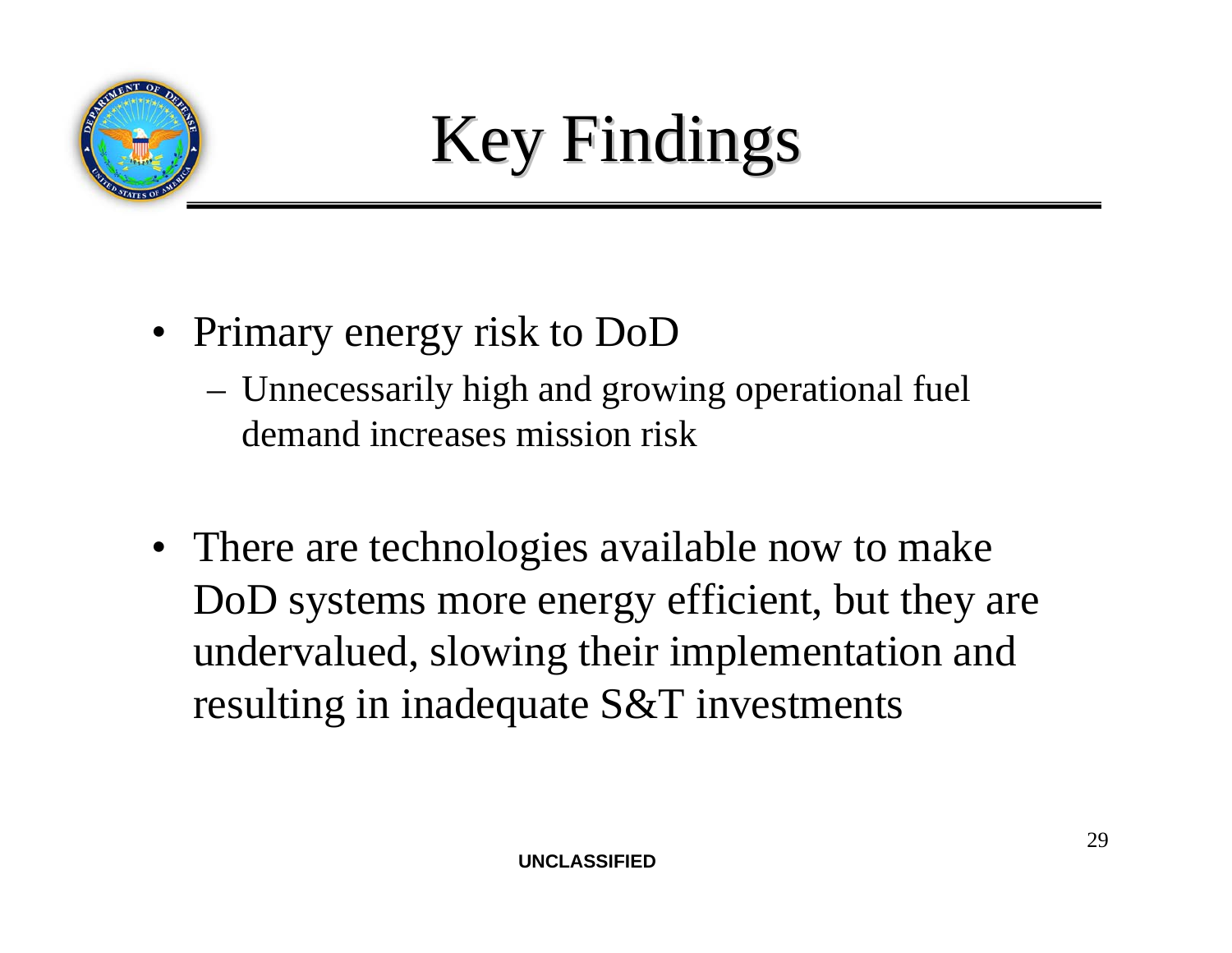# Key Findings

- Primary energy risk to DoD
  - Unnecessarily high and growing operational fuel demand increases mission risk
- There are technologies available now to make DoD systems more energy efficient, but they are undervalued, slowing their implementation and resulting in inadequate S&T investments

**UNCLASSIFIED**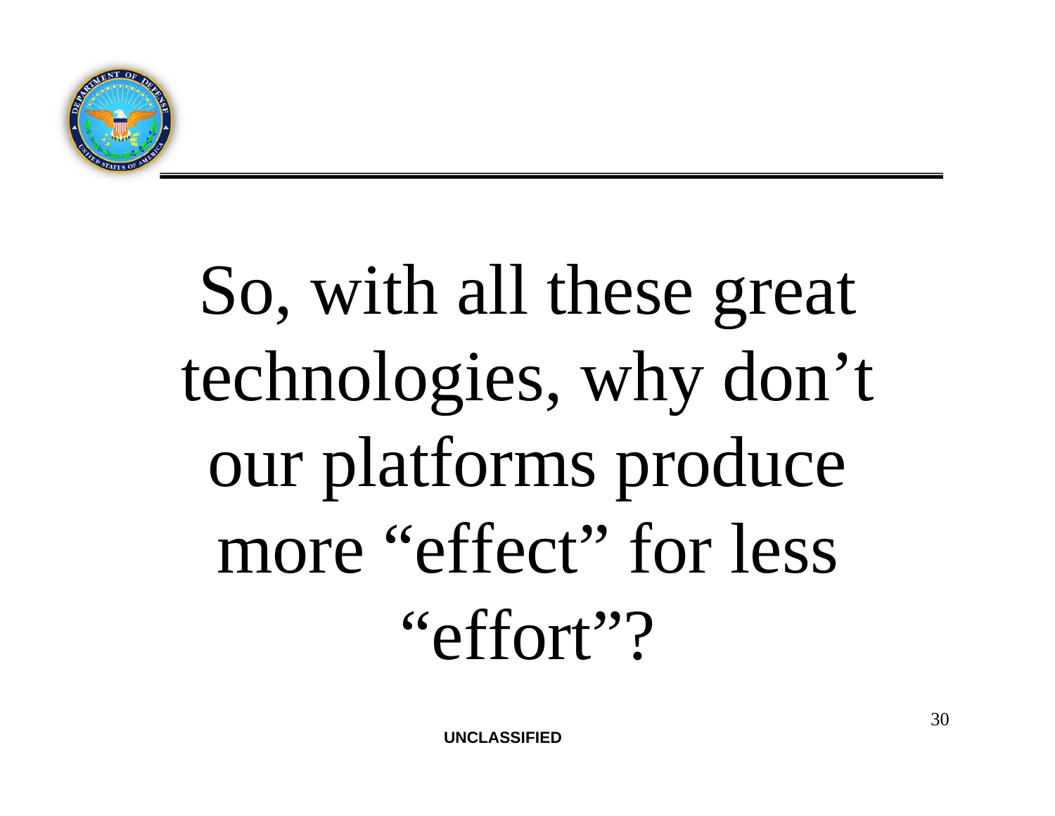So, with all these great technologies, why don't our platforms produce more "effect" for less "effort"?

UNCLASSIFIED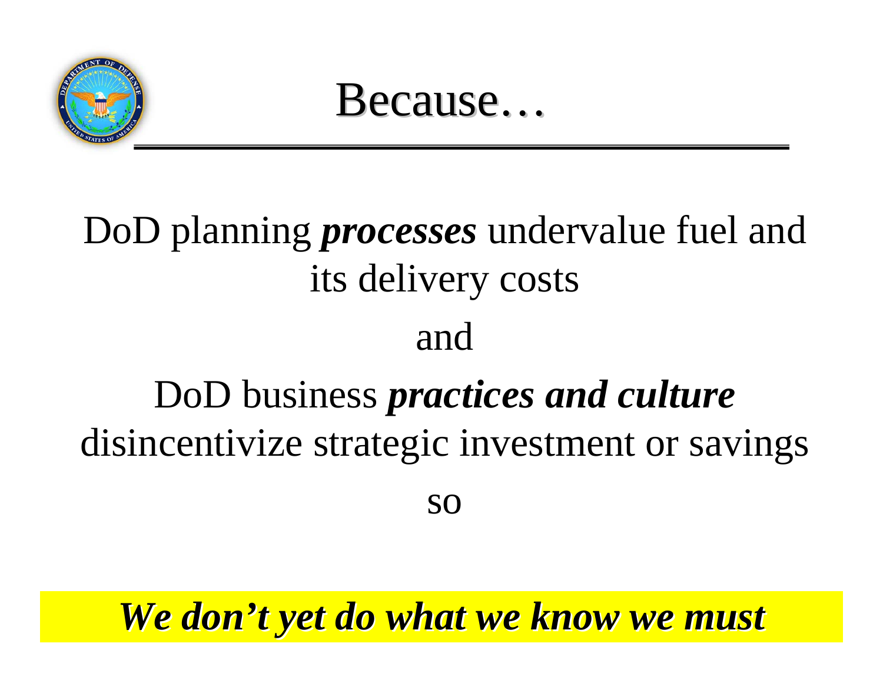# Because…

DoD planning ***processes*** undervalue fuel and its delivery costs

and

DoD business ***practices and culture*** disincentivize strategic investment or savings

so

***We don't yet do what we know we must***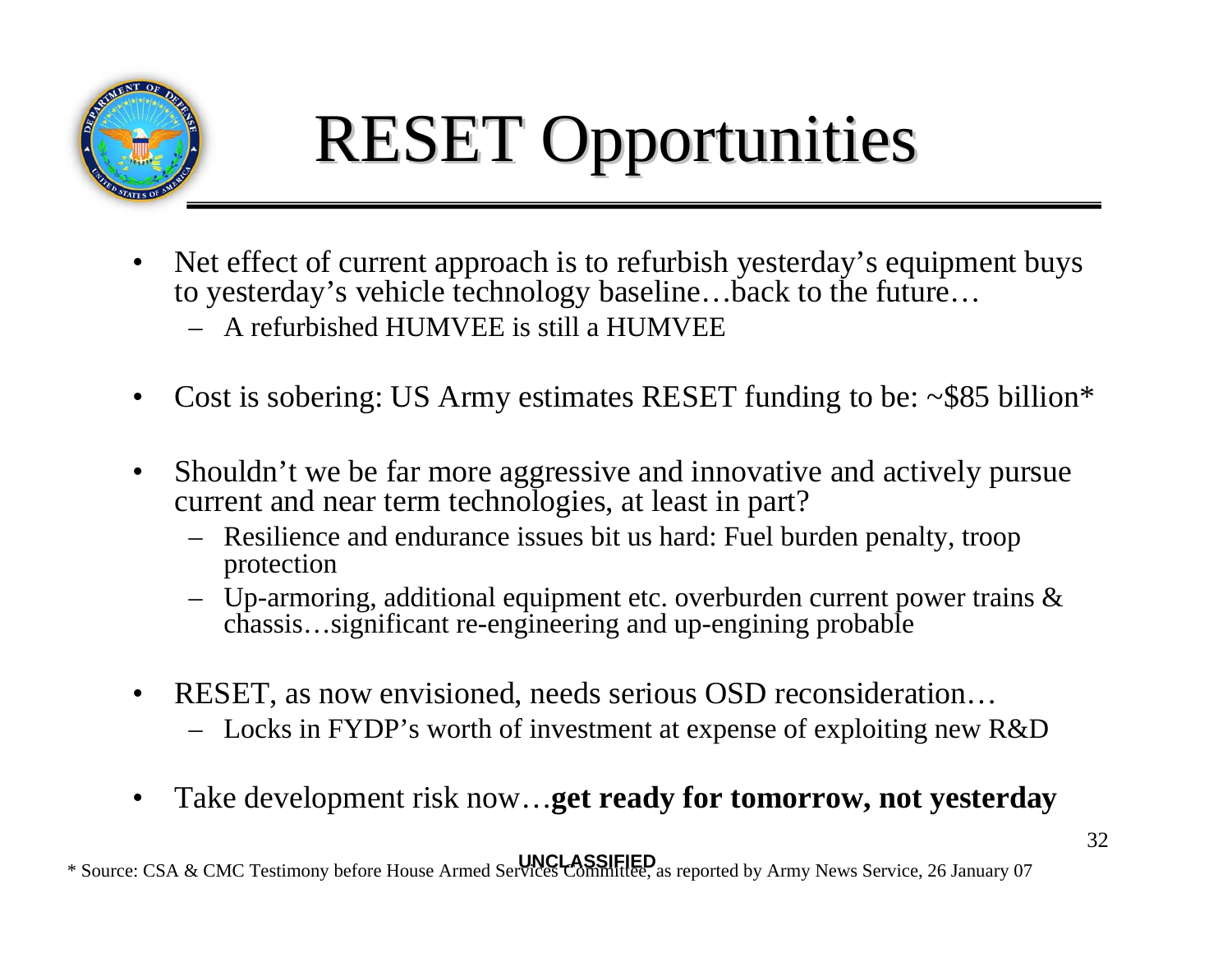# RESET Opportunities

- Net effect of current approach is to refurbish yesterday's equipment buys to yesterday's vehicle technology baseline…back to the future…
  - A refurbished HUMVEE is still a HUMVEE
- Cost is sobering: US Army estimates RESET funding to be: ~$85 billion*
- Shouldn't we be far more aggressive and innovative and actively pursue current and near term technologies, at least in part?
  - Resilience and endurance issues bit us hard: Fuel burden penalty, troop protection
  - Up-armoring, additional equipment etc. overburden current power trains & chassis…significant re-engineering and up-engining probable
- RESET, as now envisioned, needs serious OSD reconsideration…
  - Locks in FYDP's worth of investment at expense of exploiting new R&D
- Take development risk now…**get ready for tomorrow, not yesterday**

UNCLASSIFIED

* Source: CSA & CMC Testimony before House Armed Services Committee, as reported by Army News Service, 26 January 07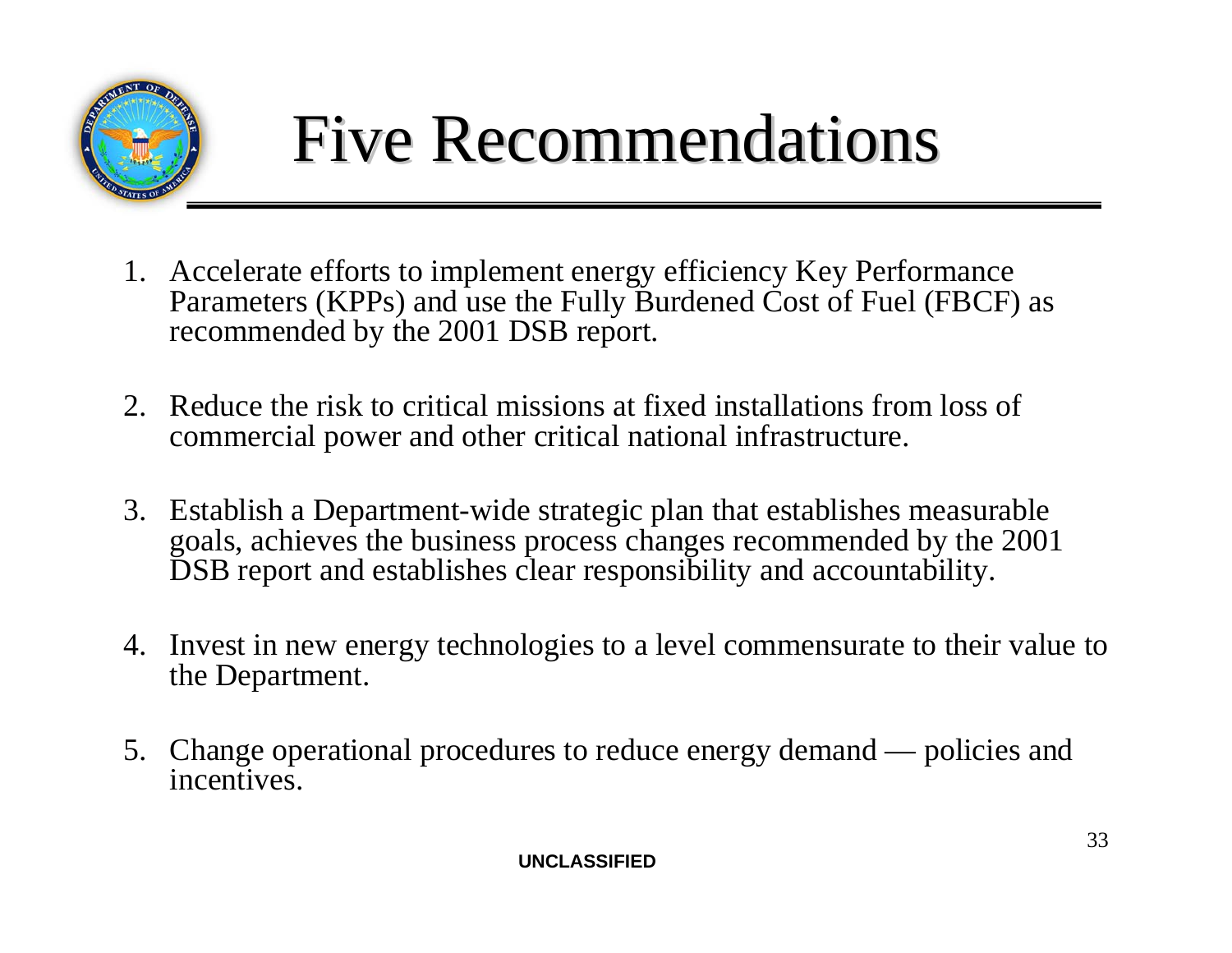# Five Recommendations

1. Accelerate efforts to implement energy efficiency Key Performance Parameters (KPPs) and use the Fully Burdened Cost of Fuel (FBCF) as recommended by the 2001 DSB report.

2. Reduce the risk to critical missions at fixed installations from loss of commercial power and other critical national infrastructure.

3. Establish a Department-wide strategic plan that establishes measurable goals, achieves the business process changes recommended by the 2001 DSB report and establishes clear responsibility and accountability.

4. Invest in new energy technologies to a level commensurate to their value to the Department.

5. Change operational procedures to reduce energy demand — policies and incentives.

**UNCLASSIFIED**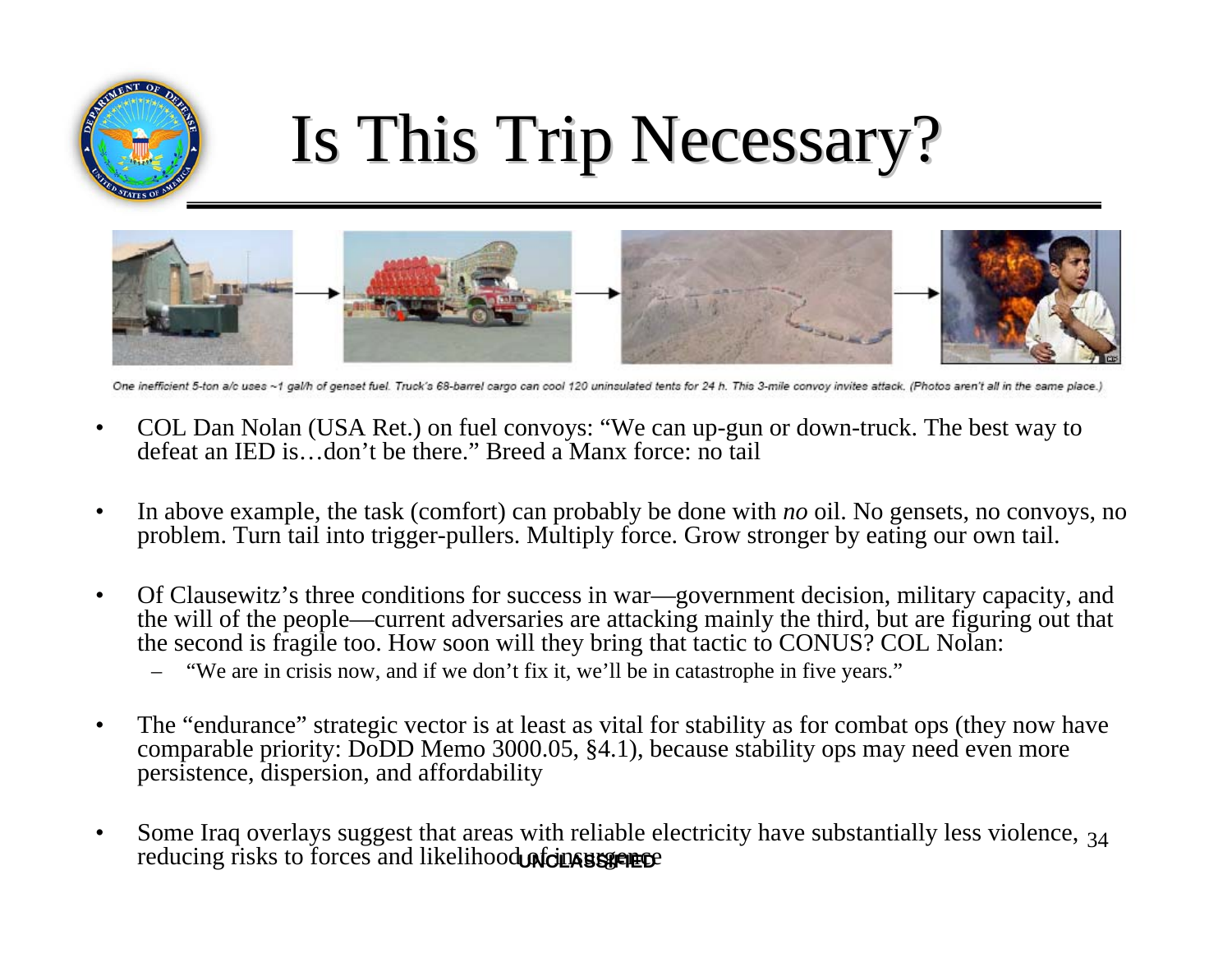# Is This Trip Necessary?

One inefficient 5-ton a/c uses ~1 gal/h of genset fuel. Truck's 68-barrel cargo can cool 120 uninsulated tents for 24 h. This 3-mile convoy invites attack. (Photos aren't all in the same place.)

- COL Dan Nolan (USA Ret.) on fuel convoys: "We can up-gun or down-truck. The best way to defeat an IED is…don't be there." Breed a Manx force: no tail
- In above example, the task (comfort) can probably be done with *no* oil. No gensets, no convoys, no problem. Turn tail into trigger-pullers. Multiply force. Grow stronger by eating our own tail.
- Of Clausewitz's three conditions for success in war—government decision, military capacity, and the will of the people—current adversaries are attacking mainly the third, but are figuring out that the second is fragile too. How soon will they bring that tactic to CONUS? COL Nolan:
  - "We are in crisis now, and if we don't fix it, we'll be in catastrophe in five years."
- The "endurance" strategic vector is at least as vital for stability as for combat ops (they now have comparable priority: DoDD Memo 3000.05, §4.1), because stability ops may need even more persistence, dispersion, and affordability
- Some Iraq overlays suggest that areas with reliable electricity have substantially less violence, reducing risks to forces and likelihood of insurgence